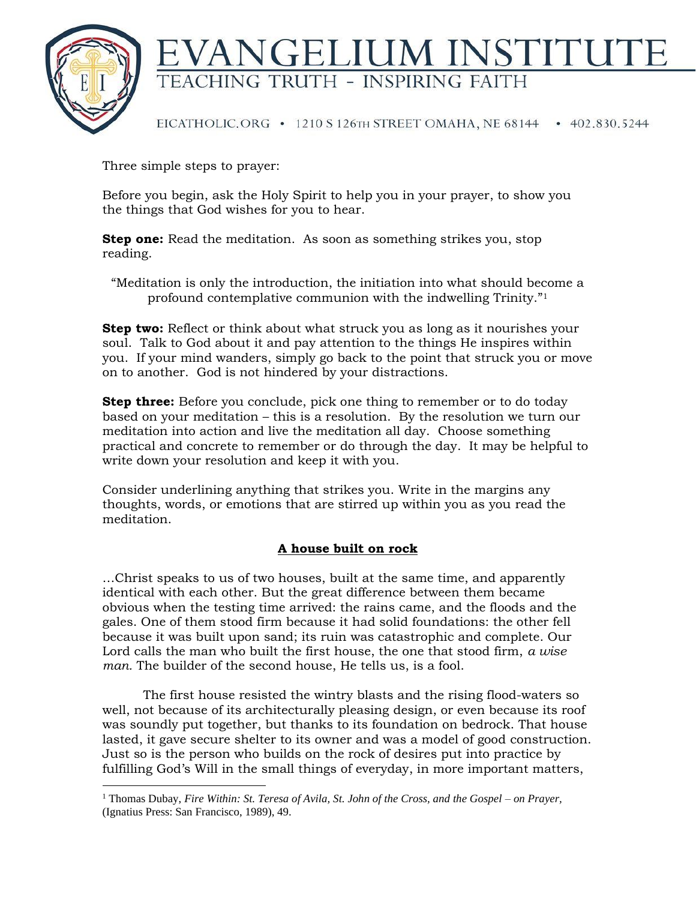# EVANGELIUM INSTITUTE

TEACHING TRUTH - INSPIRING FAITH

EICATHOLIC.ORG • 1210 S 126TH STREET OMAHA, NE 68144 • 402.830.5244

Three simple steps to prayer:

Before you begin, ask the Holy Spirit to help you in your prayer, to show you the things that God wishes for you to hear.

**Step one:** Read the meditation. As soon as something strikes you, stop reading.

> "Meditation is only the introduction, the initiation into what should become a profound contemplative communion with the indwelling Trinity."[1]

**Step two:** Reflect or think about what struck you as long as it nourishes your soul. Talk to God about it and pay attention to the things He inspires within you. If your mind wanders, simply go back to the point that struck you or move on to another. God is not hindered by your distractions.

**Step three:** Before you conclude, pick one thing to remember or to do today based on your meditation – this is a resolution. By the resolution we turn our meditation into action and live the meditation all day. Choose something practical and concrete to remember or do through the day. It may be helpful to write down your resolution and keep it with you.

Consider underlining anything that strikes you. Write in the margins any thoughts, words, or emotions that are stirred up within you as you read the meditation.

## A house built on rock

…Christ speaks to us of two houses, built at the same time, and apparently identical with each other. But the great difference between them became obvious when the testing time arrived: the rains came, and the floods and the gales. One of them stood firm because it had solid foundations: the other fell because it was built upon sand; its ruin was catastrophic and complete. Our Lord calls the man who built the first house, the one that stood firm, *a wise man.* The builder of the second house, He tells us, is a fool.

The first house resisted the wintry blasts and the rising flood-waters so well, not because of its architecturally pleasing design, or even because its roof was soundly put together, but thanks to its foundation on bedrock. That house lasted, it gave secure shelter to its owner and was a model of good construction. Just so is the person who builds on the rock of desires put into practice by fulfilling God's Will in the small things of everyday, in more important matters,

---

[1] Thomas Dubay, *Fire Within: St. Teresa of Avila, St. John of the Cross, and the Gospel – on Prayer,* (Ignatius Press: San Francisco, 1989), 49.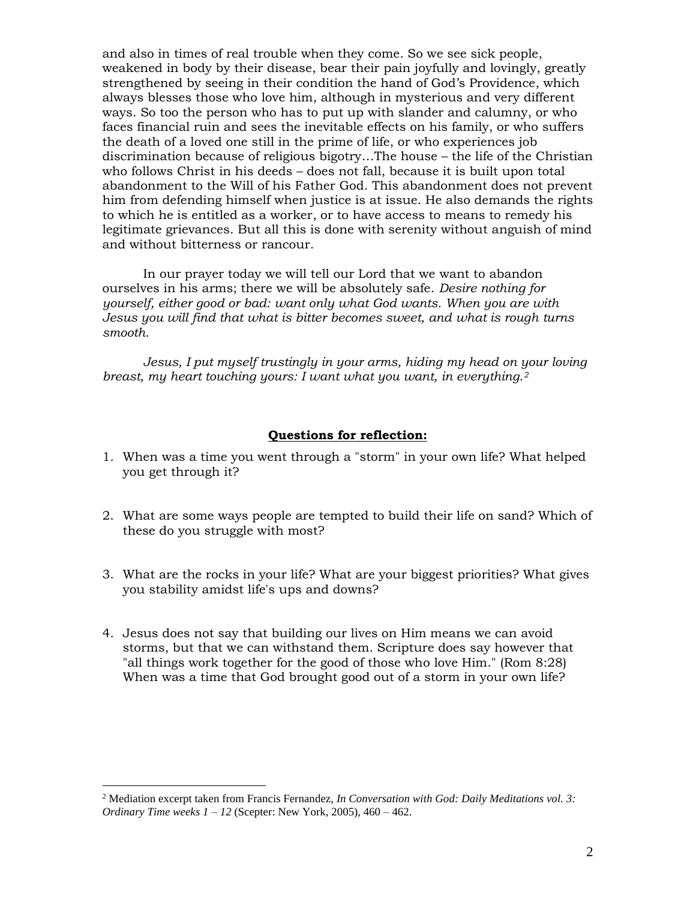and also in times of real trouble when they come. So we see sick people, weakened in body by their disease, bear their pain joyfully and lovingly, greatly strengthened by seeing in their condition the hand of God's Providence, which always blesses those who love him, although in mysterious and very different ways. So too the person who has to put up with slander and calumny, or who faces financial ruin and sees the inevitable effects on his family, or who suffers the death of a loved one still in the prime of life, or who experiences job discrimination because of religious bigotry…The house – the life of the Christian who follows Christ in his deeds – does not fall, because it is built upon total abandonment to the Will of his Father God. This abandonment does not prevent him from defending himself when justice is at issue. He also demands the rights to which he is entitled as a worker, or to have access to means to remedy his legitimate grievances. But all this is done with serenity without anguish of mind and without bitterness or rancour.

In our prayer today we will tell our Lord that we want to abandon ourselves in his arms; there we will be absolutely safe. *Desire nothing for yourself, either good or bad: want only what God wants. When you are with Jesus you will find that what is bitter becomes sweet, and what is rough turns smooth.*

*Jesus, I put myself trustingly in your arms, hiding my head on your loving breast, my heart touching yours: I want what you want, in everything.*[2]

## Questions for reflection:

1. When was a time you went through a "storm" in your own life? What helped you get through it?

2. What are some ways people are tempted to build their life on sand? Which of these do you struggle with most?

3. What are the rocks in your life? What are your biggest priorities? What gives you stability amidst life's ups and downs?

4. Jesus does not say that building our lives on Him means we can avoid storms, but that we can withstand them. Scripture does say however that "all things work together for the good of those who love Him." (Rom 8:28) When was a time that God brought good out of a storm in your own life?

[2] Mediation excerpt taken from Francis Fernandez, *In Conversation with God: Daily Meditations vol. 3: Ordinary Time weeks 1 – 12* (Scepter: New York, 2005), 460 – 462.